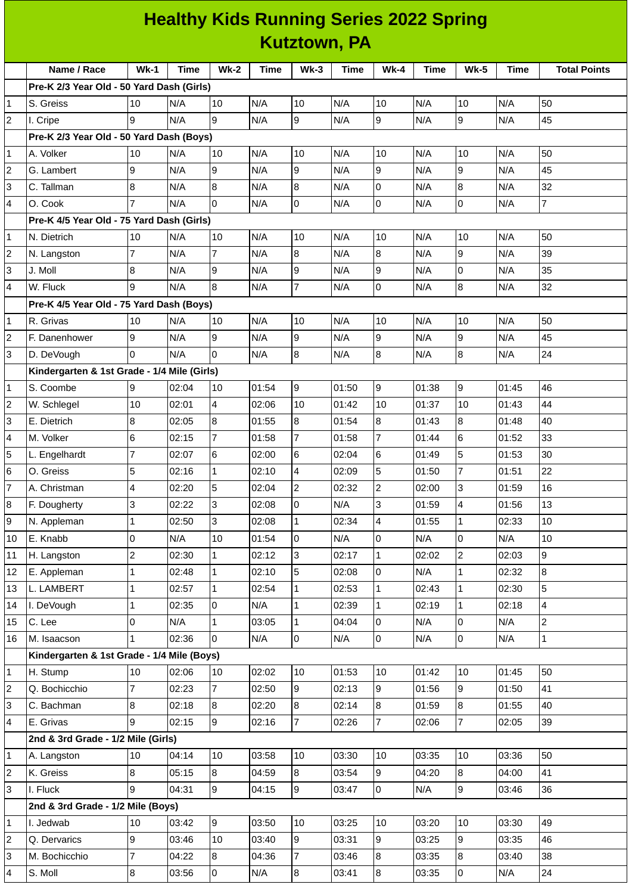# Healthy Kids Running Series 2022 Spring

## Kutztown, PA

| | Name / Race | Wk-1 | Time | Wk-2 | Time | Wk-3 | Time | Wk-4 | Time | Wk-5 | Time | Total Points |
|---|---|---|---|---|---|---|---|---|---|---|---|---|
| | **Pre-K 2/3 Year Old - 50 Yard Dash (Girls)** | | | | | | | | | | | |
| 1 | S. Greiss | 10 | N/A | 10 | N/A | 10 | N/A | 10 | N/A | 10 | N/A | 50 |
| 2 | I. Cripe | 9 | N/A | 9 | N/A | 9 | N/A | 9 | N/A | 9 | N/A | 45 |
| | **Pre-K 2/3 Year Old - 50 Yard Dash (Boys)** | | | | | | | | | | | |
| 1 | A. Volker | 10 | N/A | 10 | N/A | 10 | N/A | 10 | N/A | 10 | N/A | 50 |
| 2 | G. Lambert | 9 | N/A | 9 | N/A | 9 | N/A | 9 | N/A | 9 | N/A | 45 |
| 3 | C. Tallman | 8 | N/A | 8 | N/A | 8 | N/A | 0 | N/A | 8 | N/A | 32 |
| 4 | O. Cook | 7 | N/A | 0 | N/A | 0 | N/A | 0 | N/A | 0 | N/A | 7 |
| | **Pre-K 4/5 Year Old - 75 Yard Dash (Girls)** | | | | | | | | | | | |
| 1 | N. Dietrich | 10 | N/A | 10 | N/A | 10 | N/A | 10 | N/A | 10 | N/A | 50 |
| 2 | N. Langston | 7 | N/A | 7 | N/A | 8 | N/A | 8 | N/A | 9 | N/A | 39 |
| 3 | J. Moll | 8 | N/A | 9 | N/A | 9 | N/A | 9 | N/A | 0 | N/A | 35 |
| 4 | W. Fluck | 9 | N/A | 8 | N/A | 7 | N/A | 0 | N/A | 8 | N/A | 32 |
| | **Pre-K 4/5 Year Old - 75 Yard Dash (Boys)** | | | | | | | | | | | |
| 1 | R. Grivas | 10 | N/A | 10 | N/A | 10 | N/A | 10 | N/A | 10 | N/A | 50 |
| 2 | F. Danenhower | 9 | N/A | 9 | N/A | 9 | N/A | 9 | N/A | 9 | N/A | 45 |
| 3 | D. DeVough | 0 | N/A | 0 | N/A | 8 | N/A | 8 | N/A | 8 | N/A | 24 |
| | **Kindergarten & 1st Grade - 1/4 Mile (Girls)** | | | | | | | | | | | |
| 1 | S. Coombe | 9 | 02:04 | 10 | 01:54 | 9 | 01:50 | 9 | 01:38 | 9 | 01:45 | 46 |
| 2 | W. Schlegel | 10 | 02:01 | 4 | 02:06 | 10 | 01:42 | 10 | 01:37 | 10 | 01:43 | 44 |
| 3 | E. Dietrich | 8 | 02:05 | 8 | 01:55 | 8 | 01:54 | 8 | 01:43 | 8 | 01:48 | 40 |
| 4 | M. Volker | 6 | 02:15 | 7 | 01:58 | 7 | 01:58 | 7 | 01:44 | 6 | 01:52 | 33 |
| 5 | L. Engelhardt | 7 | 02:07 | 6 | 02:00 | 6 | 02:04 | 6 | 01:49 | 5 | 01:53 | 30 |
| 6 | O. Greiss | 5 | 02:16 | 1 | 02:10 | 4 | 02:09 | 5 | 01:50 | 7 | 01:51 | 22 |
| 7 | A. Christman | 4 | 02:20 | 5 | 02:04 | 2 | 02:32 | 2 | 02:00 | 3 | 01:59 | 16 |
| 8 | F. Dougherty | 3 | 02:22 | 3 | 02:08 | 0 | N/A | 3 | 01:59 | 4 | 01:56 | 13 |
| 9 | N. Appleman | 1 | 02:50 | 3 | 02:08 | 1 | 02:34 | 4 | 01:55 | 1 | 02:33 | 10 |
| 10 | E. Knabb | 0 | N/A | 10 | 01:54 | 0 | N/A | 0 | N/A | 0 | N/A | 10 |
| 11 | H. Langston | 2 | 02:30 | 1 | 02:12 | 3 | 02:17 | 1 | 02:02 | 2 | 02:03 | 9 |
| 12 | E. Appleman | 1 | 02:48 | 1 | 02:10 | 5 | 02:08 | 0 | N/A | 1 | 02:32 | 8 |
| 13 | L. LAMBERT | 1 | 02:57 | 1 | 02:54 | 1 | 02:53 | 1 | 02:43 | 1 | 02:30 | 5 |
| 14 | I. DeVough | 1 | 02:35 | 0 | N/A | 1 | 02:39 | 1 | 02:19 | 1 | 02:18 | 4 |
| 15 | C. Lee | 0 | N/A | 1 | 03:05 | 1 | 04:04 | 0 | N/A | 0 | N/A | 2 |
| 16 | M. Isaacson | 1 | 02:36 | 0 | N/A | 0 | N/A | 0 | N/A | 0 | N/A | 1 |
| | **Kindergarten & 1st Grade - 1/4 Mile (Boys)** | | | | | | | | | | | |
| 1 | H. Stump | 10 | 02:06 | 10 | 02:02 | 10 | 01:53 | 10 | 01:42 | 10 | 01:45 | 50 |
| 2 | Q. Bochicchio | 7 | 02:23 | 7 | 02:50 | 9 | 02:13 | 9 | 01:56 | 9 | 01:50 | 41 |
| 3 | C. Bachman | 8 | 02:18 | 8 | 02:20 | 8 | 02:14 | 8 | 01:59 | 8 | 01:55 | 40 |
| 4 | E. Grivas | 9 | 02:15 | 9 | 02:16 | 7 | 02:26 | 7 | 02:06 | 7 | 02:05 | 39 |
| | **2nd & 3rd Grade - 1/2 Mile (Girls)** | | | | | | | | | | | |
| 1 | A. Langston | 10 | 04:14 | 10 | 03:58 | 10 | 03:30 | 10 | 03:35 | 10 | 03:36 | 50 |
| 2 | K. Greiss | 8 | 05:15 | 8 | 04:59 | 8 | 03:54 | 9 | 04:20 | 8 | 04:00 | 41 |
| 3 | I. Fluck | 9 | 04:31 | 9 | 04:15 | 9 | 03:47 | 0 | N/A | 9 | 03:46 | 36 |
| | **2nd & 3rd Grade - 1/2 Mile (Boys)** | | | | | | | | | | | |
| 1 | I. Jedwab | 10 | 03:42 | 9 | 03:50 | 10 | 03:25 | 10 | 03:20 | 10 | 03:30 | 49 |
| 2 | Q. Dervarics | 9 | 03:46 | 10 | 03:40 | 9 | 03:31 | 9 | 03:25 | 9 | 03:35 | 46 |
| 3 | M. Bochicchio | 7 | 04:22 | 8 | 04:36 | 7 | 03:46 | 8 | 03:35 | 8 | 03:40 | 38 |
| 4 | S. Moll | 8 | 03:56 | 0 | N/A | 8 | 03:41 | 8 | 03:35 | 0 | N/A | 24 |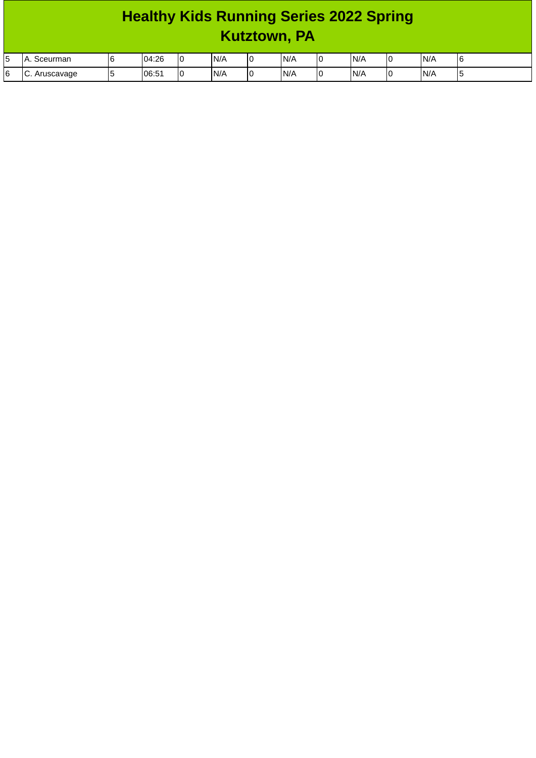# Healthy Kids Running Series 2022 Spring
## Kutztown, PA

| | | | | | | | | | | | | |
|---|---|---|---|---|---|---|---|---|---|---|---|---|
| 5 | A. Sceurman | 6 | 04:26 | 0 | N/A | 0 | N/A | 0 | N/A | 0 | N/A | 6 |
| 6 | C. Aruscavage | 5 | 06:51 | 0 | N/A | 0 | N/A | 0 | N/A | 0 | N/A | 5 |